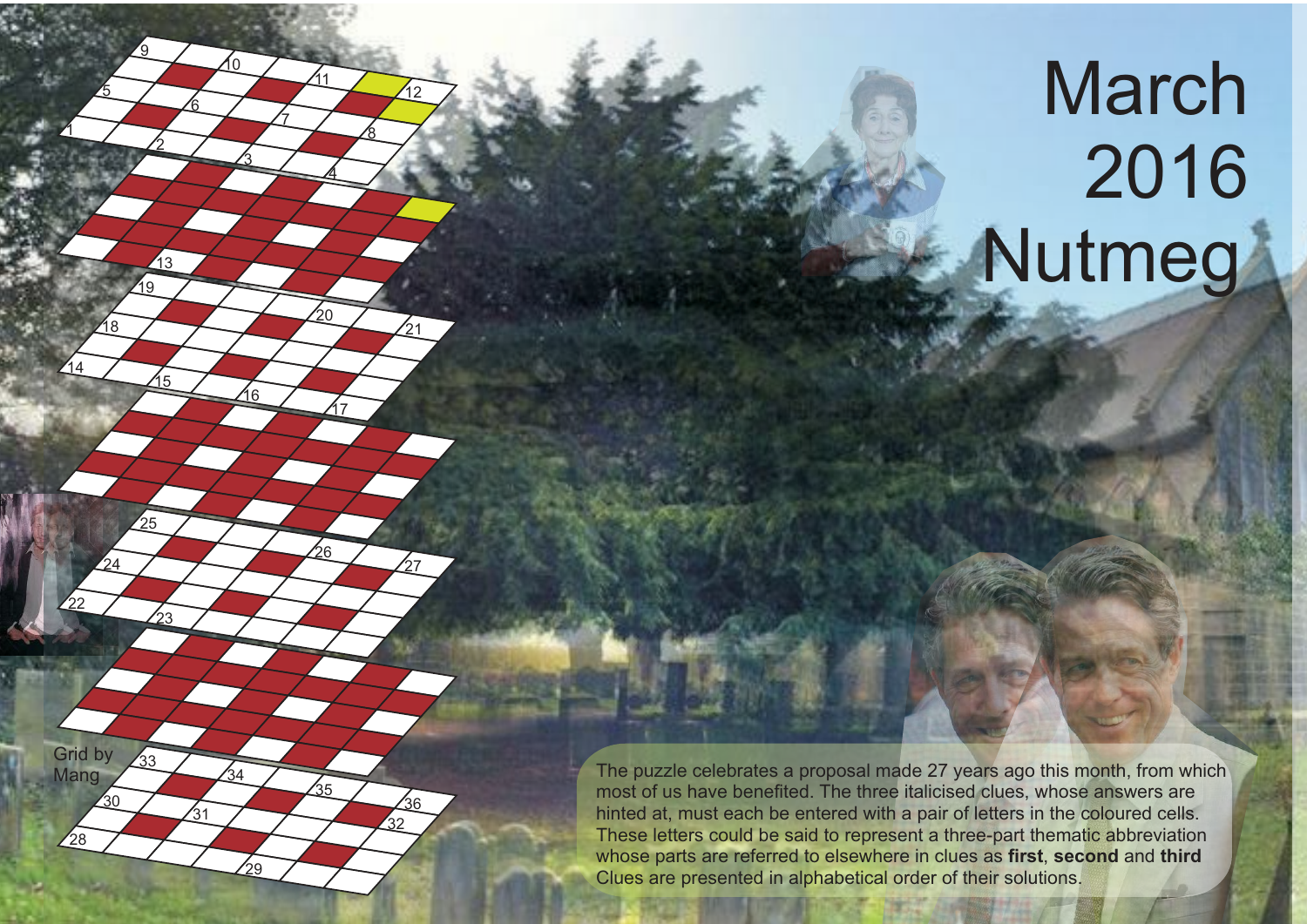# March 2016 Nutmeg

Grid by Mang

The puzzle celebrates a proposal made 27 years ago this month, from which most of us have benefited. The three italicised clues, whose answers are hinted at, must each be entered with a pair of letters in the coloured cells. These letters could be said to represent a three-part thematic abbreviation whose parts are referred to elsewhere in clues as **first**, **second** and **third**

Clues are presented in alphabetical order of their solutions.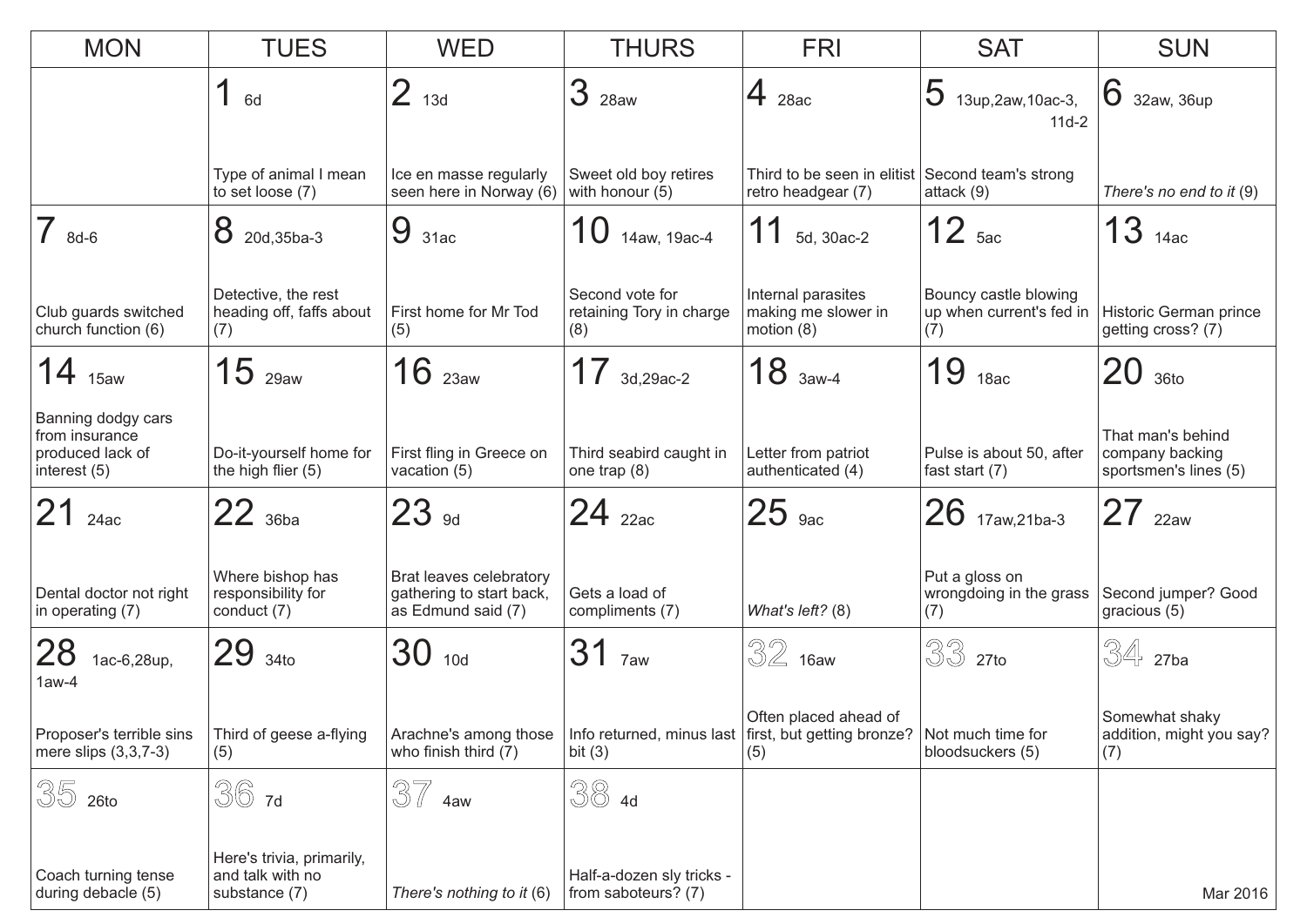| MON | TUES | WED | THURS | FRI | SAT | SUN |
|---|---|---|---|---|---|---|
| | 1 6d<br>Type of animal I mean to set loose (7) | 2 13d<br>Ice en masse regularly seen here in Norway (6) | 3 28aw<br>Sweet old boy retires with honour (5) | 4 28ac<br>Third to be seen in elitist retro headgear (7) | 5 13up,2aw,10ac-3, 11d-2<br>Second team's strong attack (9) | 6 32aw, 36up<br>*There's no end to it* (9) |
| 7 8d-6<br>Club guards switched church function (6) | 8 20d,35ba-3<br>Detective, the rest heading off, faffs about (7) | 9 31ac<br>First home for Mr Tod (5) | 10 14aw, 19ac-4<br>Second vote for retaining Tory in charge (8) | 11 5d, 30ac-2<br>Internal parasites making me slower in motion (8) | 12 5ac<br>Bouncy castle blowing up when current's fed in (7) | 13 14ac<br>Historic German prince getting cross? (7) |
| 14 15aw<br>Banning dodgy cars from insurance produced lack of interest (5) | 15 29aw<br>Do-it-yourself home for the high flier (5) | 16 23aw<br>First fling in Greece on vacation (5) | 17 3d,29ac-2<br>Third seabird caught in one trap (8) | 18 3aw-4<br>Letter from patriot authenticated (4) | 19 18ac<br>Pulse is about 50, after fast start (7) | 20 36to<br>That man's behind company backing sportsmen's lines (5) |
| 21 24ac<br>Dental doctor not right in operating (7) | 22 36ba<br>Where bishop has responsibility for conduct (7) | 23 9d<br>Brat leaves celebratory gathering to start back, as Edmund said (7) | 24 22ac<br>Gets a load of compliments (7) | 25 9ac<br>*What's left?* (8) | 26 17aw,21ba-3<br>Put a gloss on wrongdoing in the grass (7) | 27 22aw<br>Second jumper? Good gracious (5) |
| 28 1ac-6,28up, 1aw-4<br>Proposer's terrible sins mere slips (3,3,7-3) | 29 34to<br>Third of geese a-flying (5) | 30 10d<br>Arachne's among those who finish third (7) | 31 7aw<br>Info returned, minus last bit (3) | 32 16aw<br>Often placed ahead of first, but getting bronze? (5) | 33 27to<br>Not much time for bloodsuckers (5) | 34 27ba<br>Somewhat shaky addition, might you say? (7) |
| 35 26to<br>Coach turning tense during debacle (5) | 36 7d<br>Here's trivia, primarily, and talk with no substance (7) | 37 4aw<br>*There's nothing to it* (6) | 38 4d<br>Half-a-dozen sly tricks - from saboteurs? (7) | | | Mar 2016 |